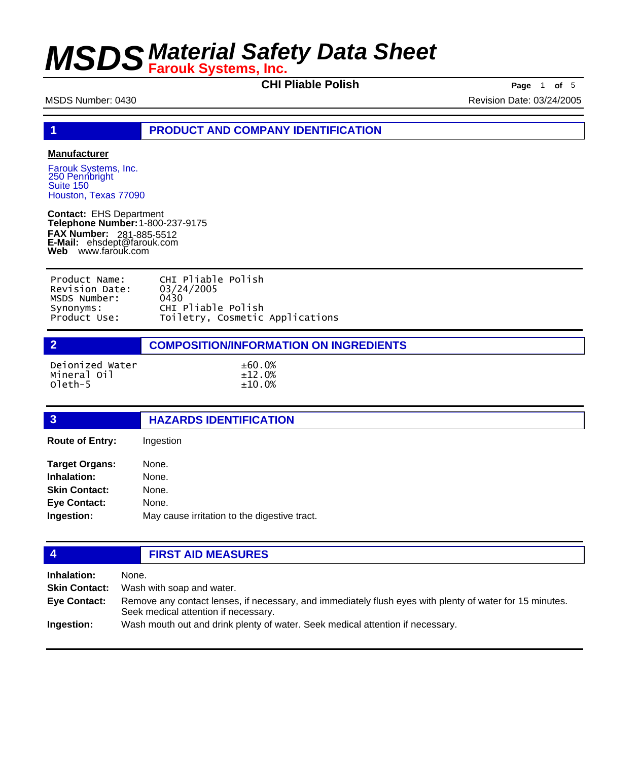# MSDS Material Safety Data Sheet
**Farouk Systems, Inc.**

**CHI Pliable Polish**

MSDS Number: 0430 | Revision Date: 03/24/2005

## 1 PRODUCT AND COMPANY IDENTIFICATION

**Manufacturer**

Farouk Systems, Inc.
250 Pennbright
Suite 150
Houston, Texas 77090

**Contact:** EHS Department
**Telephone Number:** 1-800-237-9175
**FAX Number:** 281-885-5512
**E-Mail:** ehsdept@farouk.com
**Web** www.farouk.com

```
Product Name:      CHI Pliable Polish
Revision Date:     03/24/2005
MSDS Number:       0430
Synonyms:          CHI Pliable Polish
Product Use:       Toiletry, Cosmetic Applications
```

## 2 COMPOSITION/INFORMATION ON INGREDIENTS

| Ingredient | Percentage |
|---|---|
| Deionized Water | ±60.0% |
| Mineral Oil | ±12.0% |
| Oleth-5 | ±10.0% |

## 3 HAZARDS IDENTIFICATION

**Route of Entry:** Ingestion

**Target Organs:** None.
**Inhalation:** None.
**Skin Contact:** None.
**Eye Contact:** None.
**Ingestion:** May cause irritation to the digestive tract.

## 4 FIRST AID MEASURES

**Inhalation:** None.
**Skin Contact:** Wash with soap and water.
**Eye Contact:** Remove any contact lenses, if necessary, and immediately flush eyes with plenty of water for 15 minutes. Seek medical attention if necessary.
**Ingestion:** Wash mouth out and drink plenty of water. Seek medical attention if necessary.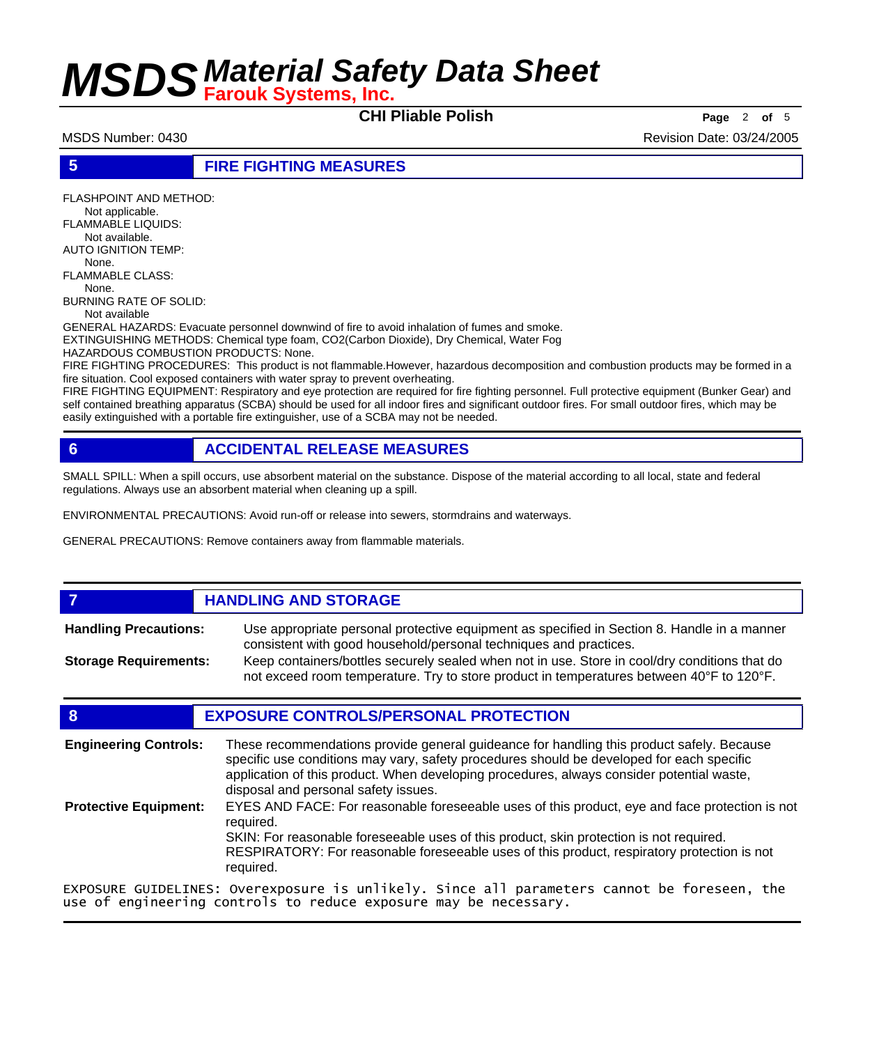## 5 FIRE FIGHTING MEASURES

FLASHPOINT AND METHOD:
Not applicable.
FLAMMABLE LIQUIDS:
Not available.
AUTO IGNITION TEMP:
None.
FLAMMABLE CLASS:
None.
BURNING RATE OF SOLID:
Not available
GENERAL HAZARDS: Evacuate personnel downwind of fire to avoid inhalation of fumes and smoke.
EXTINGUISHING METHODS: Chemical type foam, $CO_2$(Carbon Dioxide), Dry Chemical, Water Fog
HAZARDOUS COMBUSTION PRODUCTS: None.
FIRE FIGHTING PROCEDURES: This product is not flammable.However, hazardous decomposition and combustion products may be formed in a fire situation. Cool exposed containers with water spray to prevent overheating.
FIRE FIGHTING EQUIPMENT: Respiratory and eye protection are required for fire fighting personnel. Full protective equipment (Bunker Gear) and self contained breathing apparatus (SCBA) should be used for all indoor fires and significant outdoor fires. For small outdoor fires, which may be easily extinguished with a portable fire extinguisher, use of a SCBA may not be needed.

## 6 ACCIDENTAL RELEASE MEASURES

SMALL SPILL: When a spill occurs, use absorbent material on the substance. Dispose of the material according to all local, state and federal regulations. Always use an absorbent material when cleaning up a spill.

ENVIRONMENTAL PRECAUTIONS: Avoid run-off or release into sewers, stormdrains and waterways.

GENERAL PRECAUTIONS: Remove containers away from flammable materials.

## 7 HANDLING AND STORAGE

**Handling Precautions:** Use appropriate personal protective equipment as specified in Section 8. Handle in a manner consistent with good household/personal techniques and practices.

**Storage Requirements:** Keep containers/bottles securely sealed when not in use. Store in cool/dry conditions that do not exceed room temperature. Try to store product in temperatures between 40°F to 120°F.

## 8 EXPOSURE CONTROLS/PERSONAL PROTECTION

**Engineering Controls:** These recommendations provide general guideance for handling this product safely. Because specific use conditions may vary, safety procedures should be developed for each specific application of this product. When developing procedures, always consider potential waste, disposal and personal safety issues.

**Protective Equipment:** EYES AND FACE: For reasonable foreseeable uses of this product, eye and face protection is not required.
SKIN: For reasonable foreseeable uses of this product, skin protection is not required.
RESPIRATORY: For reasonable foreseeable uses of this product, respiratory protection is not required.

EXPOSURE GUIDELINES: Overexposure is unlikely. Since all parameters cannot be foreseen, the use of engineering controls to reduce exposure may be necessary.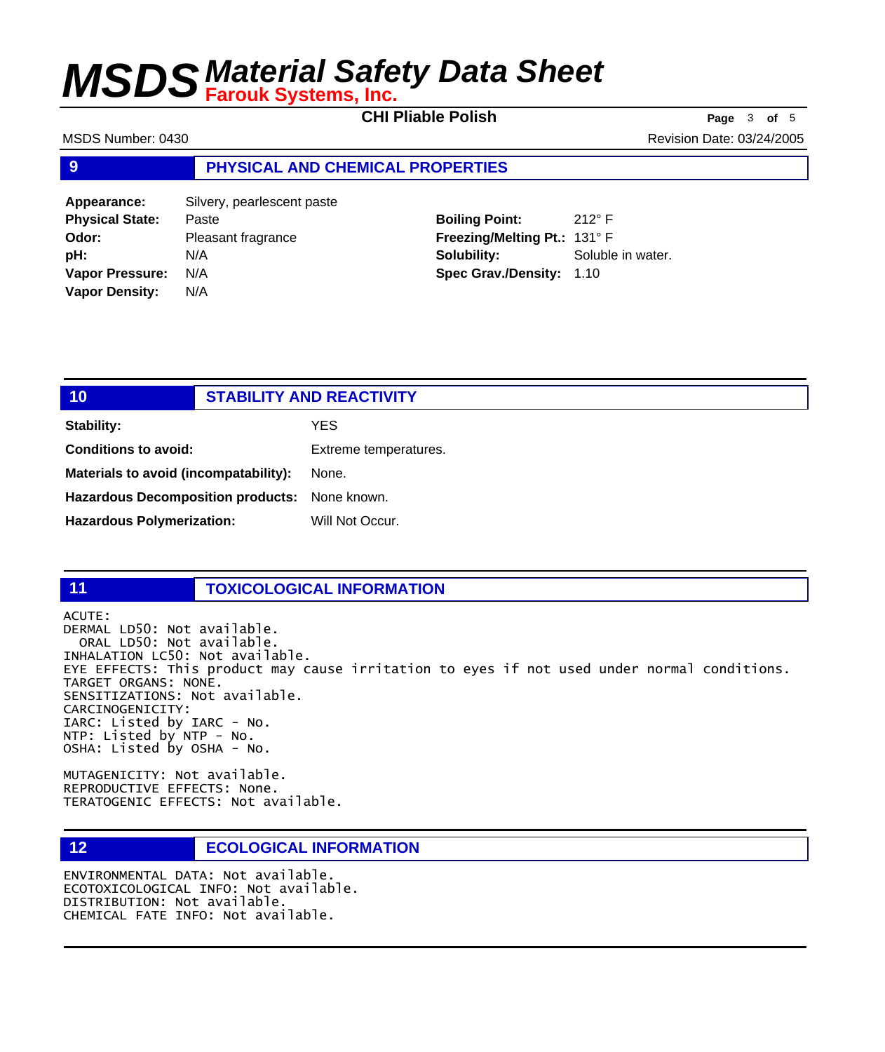# MSDS Material Safety Data Sheet
**Farouk Systems, Inc.**

**CHI Pliable Polish**

MSDS Number: 0430

Revision Date: 03/24/2005

## 9 PHYSICAL AND CHEMICAL PROPERTIES

| | |
|---|---|
| **Appearance:** | Silvery, pearlescent paste |
| **Physical State:** | Paste |
| **Odor:** | Pleasant fragrance |
| **pH:** | N/A |
| **Vapor Pressure:** | N/A |
| **Vapor Density:** | N/A |
| **Boiling Point:** | 212° F |
| **Freezing/Melting Pt.:** | 131° F |
| **Solubility:** | Soluble in water. |
| **Spec Grav./Density:** | 1.10 |

## 10 STABILITY AND REACTIVITY

| | |
|---|---|
| **Stability:** | YES |
| **Conditions to avoid:** | Extreme temperatures. |
| **Materials to avoid (incompatability):** | None. |
| **Hazardous Decomposition products:** | None known. |
| **Hazardous Polymerization:** | Will Not Occur. |

## 11 TOXICOLOGICAL INFORMATION

ACUTE:
DERMAL LD50: Not available.
ORAL LD50: Not available.
INHALATION LC50: Not available.
EYE EFFECTS: This product may cause irritation to eyes if not used under normal conditions.
TARGET ORGANS: NONE.
SENSITIZATIONS: Not available.
CARCINOGENICITY:
IARC: Listed by IARC - No.
NTP: Listed by NTP - No.
OSHA: Listed by OSHA - No.

MUTAGENICITY: Not available.
REPRODUCTIVE EFFECTS: None.
TERATOGENIC EFFECTS: Not available.

## 12 ECOLOGICAL INFORMATION

ENVIRONMENTAL DATA: Not available.
ECOTOXICOLOGICAL INFO: Not available.
DISTRIBUTION: Not available.
CHEMICAL FATE INFO: Not available.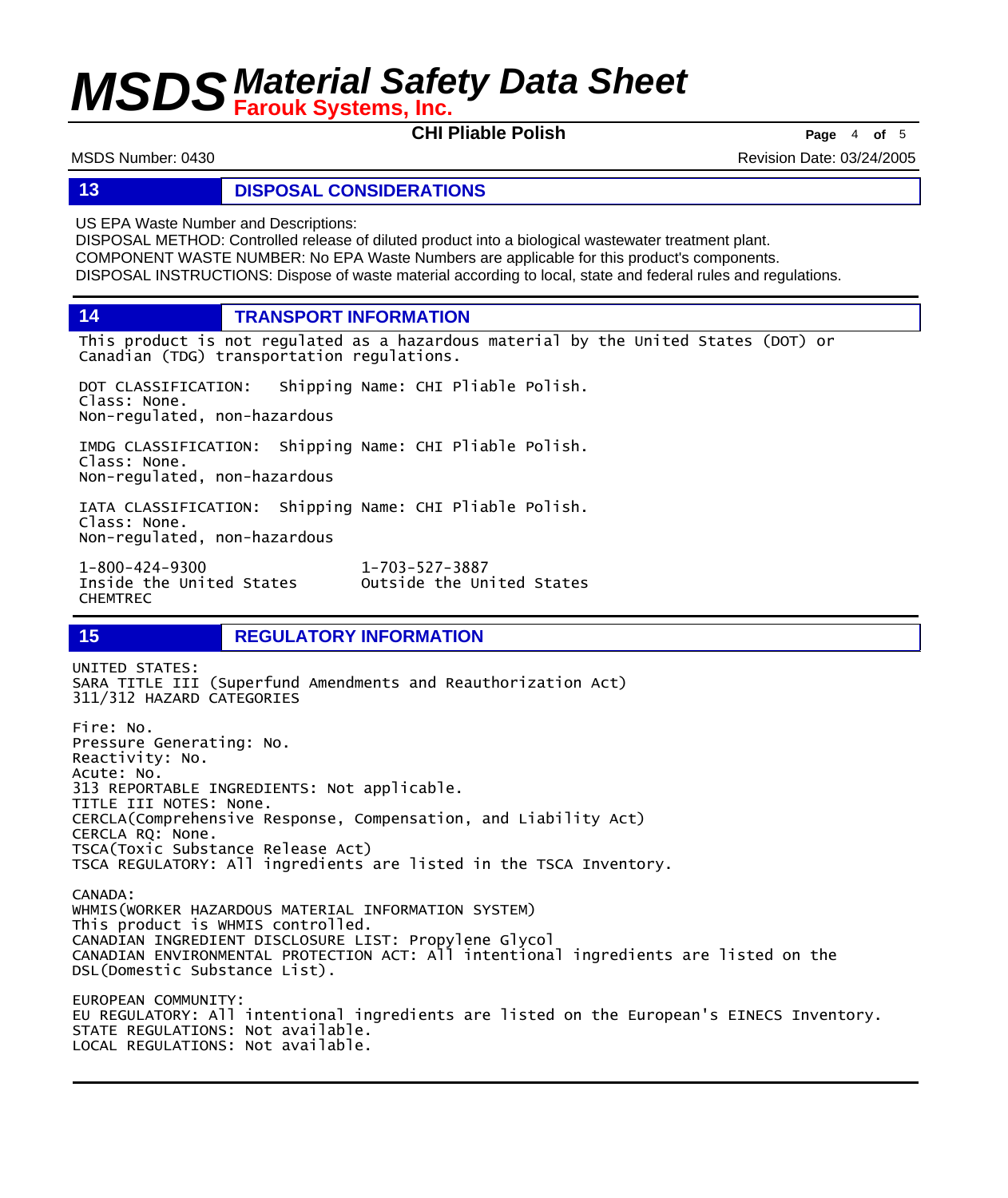## 13 DISPOSAL CONSIDERATIONS

US EPA Waste Number and Descriptions:
DISPOSAL METHOD: Controlled release of diluted product into a biological wastewater treatment plant.
COMPONENT WASTE NUMBER: No EPA Waste Numbers are applicable for this product's components.
DISPOSAL INSTRUCTIONS: Dispose of waste material according to local, state and federal rules and regulations.

## 14 TRANSPORT INFORMATION

This product is not regulated as a hazardous material by the United States (DOT) or Canadian (TDG) transportation regulations.

DOT CLASSIFICATION: Shipping Name: CHI Pliable Polish.
Class: None.
Non-regulated, non-hazardous

IMDG CLASSIFICATION: Shipping Name: CHI Pliable Polish.
Class: None.
Non-regulated, non-hazardous

IATA CLASSIFICATION: Shipping Name: CHI Pliable Polish.
Class: None.
Non-regulated, non-hazardous

1-800-424-9300 — Inside the United States
1-703-527-3887 — Outside the United States
CHEMTREC

## 15 REGULATORY INFORMATION

UNITED STATES:
SARA TITLE III (Superfund Amendments and Reauthorization Act)
311/312 HAZARD CATEGORIES

Fire: No.
Pressure Generating: No.
Reactivity: No.
Acute: No.
313 REPORTABLE INGREDIENTS: Not applicable.
TITLE III NOTES: None.
CERCLA(Comprehensive Response, Compensation, and Liability Act)
CERCLA RQ: None.
TSCA(Toxic Substance Release Act)
TSCA REGULATORY: All ingredients are listed in the TSCA Inventory.

CANADA:
WHMIS(WORKER HAZARDOUS MATERIAL INFORMATION SYSTEM)
This product is WHMIS controlled.
CANADIAN INGREDIENT DISCLOSURE LIST: Propylene Glycol
CANADIAN ENVIRONMENTAL PROTECTION ACT: All intentional ingredients are listed on the DSL(Domestic Substance List).

EUROPEAN COMMUNITY:
EU REGULATORY: All intentional ingredients are listed on the European's EINECS Inventory.
STATE REGULATIONS: Not available.
LOCAL REGULATIONS: Not available.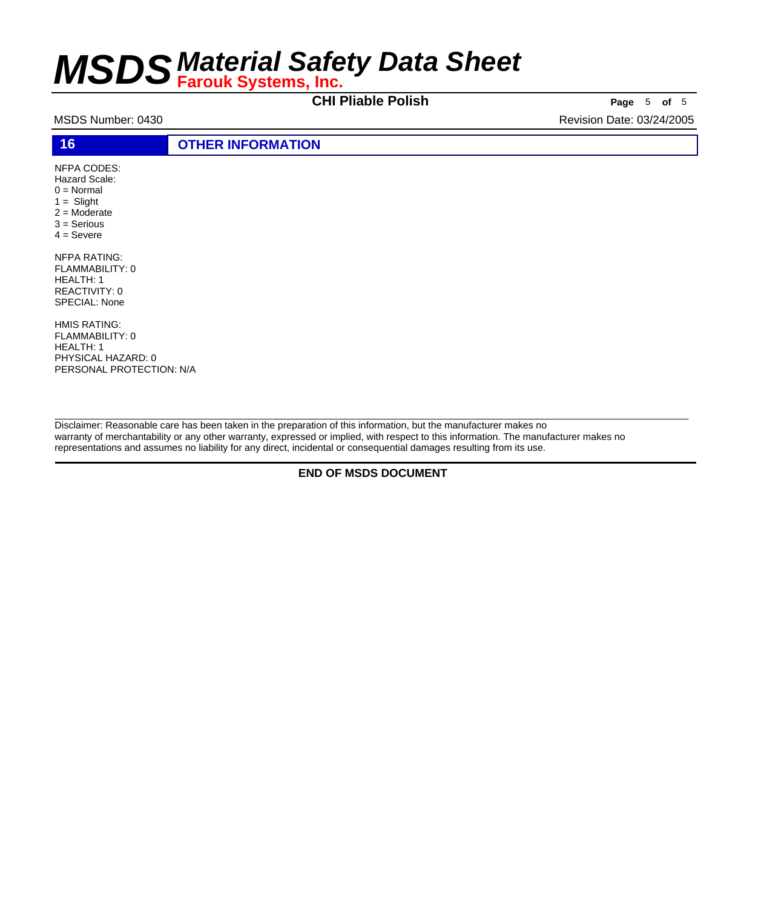## 16 OTHER INFORMATION

NFPA CODES:
Hazard Scale:
0 = Normal
1 = Slight
2 = Moderate
3 = Serious
4 = Severe

NFPA RATING:
FLAMMABILITY: 0
HEALTH: 1
REACTIVITY: 0
SPECIAL: None

HMIS RATING:
FLAMMABILITY: 0
HEALTH: 1
PHYSICAL HAZARD: 0
PERSONAL PROTECTION: N/A

---

Disclaimer: Reasonable care has been taken in the preparation of this information, but the manufacturer makes no warranty of merchantability or any other warranty, expressed or implied, with respect to this information. The manufacturer makes no representations and assumes no liability for any direct, incidental or consequential damages resulting from its use.

**END OF MSDS DOCUMENT**